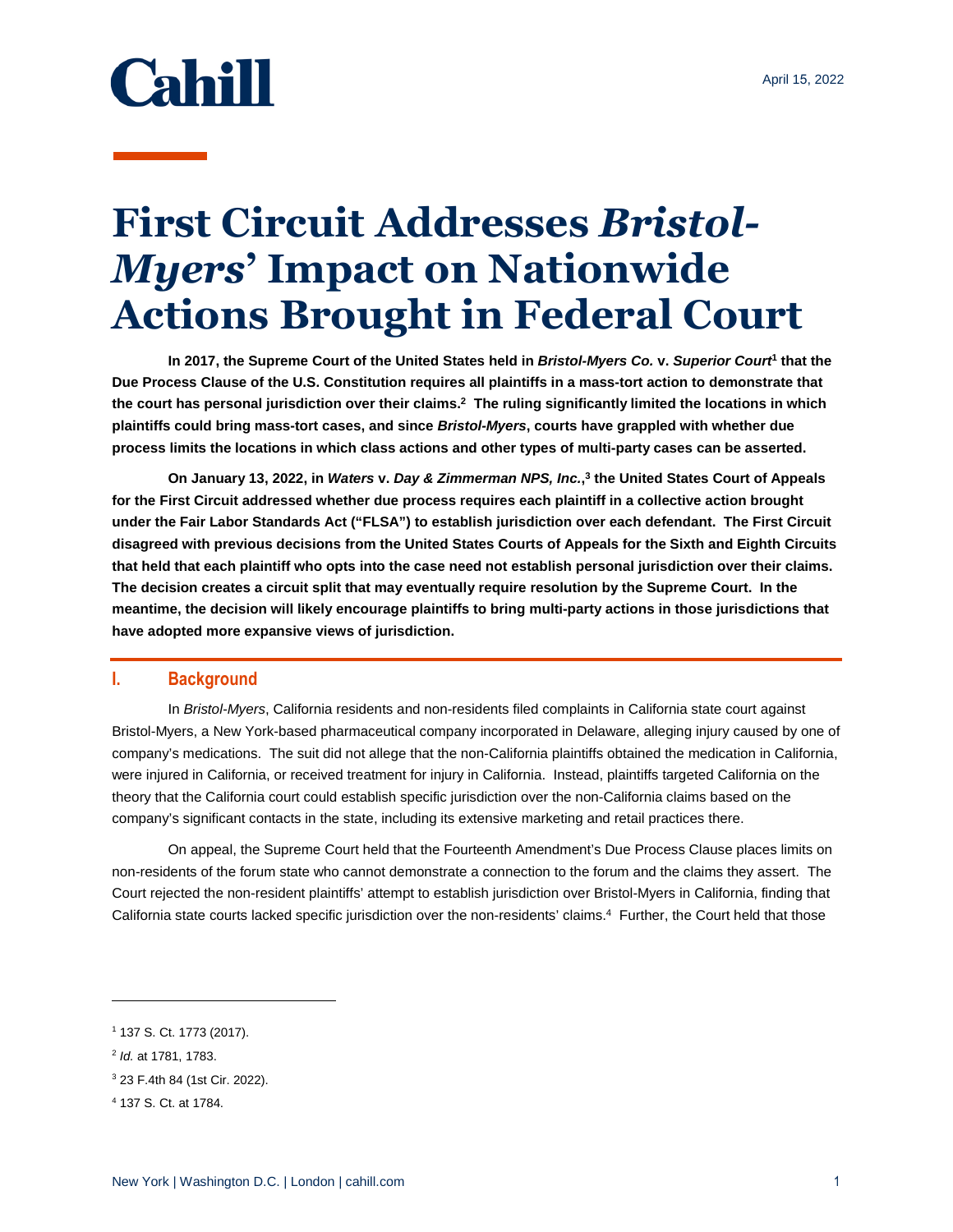Cahill

April 15, 2022

# First Circuit Addresses *Bristol-Myers*' Impact on Nationwide Actions Brought in Federal Court

**In 2017, the Supreme Court of the United States held in *Bristol-Myers Co.* v. *Superior Court*[1] that the Due Process Clause of the U.S. Constitution requires all plaintiffs in a mass-tort action to demonstrate that the court has personal jurisdiction over their claims.[2] The ruling significantly limited the locations in which plaintiffs could bring mass-tort cases, and since *Bristol-Myers*, courts have grappled with whether due process limits the locations in which class actions and other types of multi-party cases can be asserted.**

**On January 13, 2022, in *Waters* v. *Day & Zimmerman NPS, Inc.*,[3] the United States Court of Appeals for the First Circuit addressed whether due process requires each plaintiff in a collective action brought under the Fair Labor Standards Act ("FLSA") to establish jurisdiction over each defendant. The First Circuit disagreed with previous decisions from the United States Courts of Appeals for the Sixth and Eighth Circuits that held that each plaintiff who opts into the case need not establish personal jurisdiction over their claims. The decision creates a circuit split that may eventually require resolution by the Supreme Court. In the meantime, the decision will likely encourage plaintiffs to bring multi-party actions in those jurisdictions that have adopted more expansive views of jurisdiction.**

## I. Background

In *Bristol-Myers*, California residents and non-residents filed complaints in California state court against Bristol-Myers, a New York-based pharmaceutical company incorporated in Delaware, alleging injury caused by one of company's medications. The suit did not allege that the non-California plaintiffs obtained the medication in California, were injured in California, or received treatment for injury in California. Instead, plaintiffs targeted California on the theory that the California court could establish specific jurisdiction over the non-California claims based on the company's significant contacts in the state, including its extensive marketing and retail practices there.

On appeal, the Supreme Court held that the Fourteenth Amendment's Due Process Clause places limits on non-residents of the forum state who cannot demonstrate a connection to the forum and the claims they assert. The Court rejected the non-resident plaintiffs' attempt to establish jurisdiction over Bristol-Myers in California, finding that California state courts lacked specific jurisdiction over the non-residents' claims.[4] Further, the Court held that those

---

[1] 137 S. Ct. 1773 (2017).

[2] *Id.* at 1781, 1783.

[3] 23 F.4th 84 (1st Cir. 2022).

[4] 137 S. Ct. at 1784.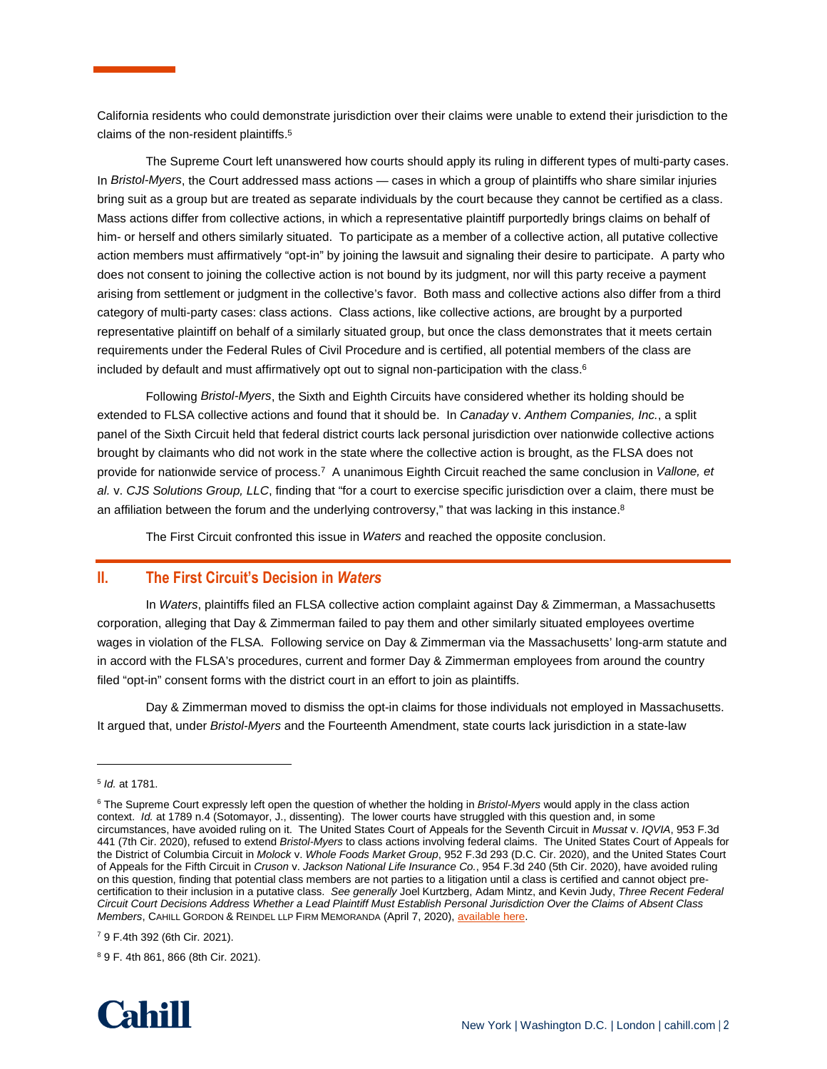California residents who could demonstrate jurisdiction over their claims were unable to extend their jurisdiction to the claims of the non-resident plaintiffs.[5]

The Supreme Court left unanswered how courts should apply its ruling in different types of multi-party cases. In *Bristol-Myers*, the Court addressed mass actions — cases in which a group of plaintiffs who share similar injuries bring suit as a group but are treated as separate individuals by the court because they cannot be certified as a class. Mass actions differ from collective actions, in which a representative plaintiff purportedly brings claims on behalf of him- or herself and others similarly situated. To participate as a member of a collective action, all putative collective action members must affirmatively "opt-in" by joining the lawsuit and signaling their desire to participate. A party who does not consent to joining the collective action is not bound by its judgment, nor will this party receive a payment arising from settlement or judgment in the collective's favor. Both mass and collective actions also differ from a third category of multi-party cases: class actions. Class actions, like collective actions, are brought by a purported representative plaintiff on behalf of a similarly situated group, but once the class demonstrates that it meets certain requirements under the Federal Rules of Civil Procedure and is certified, all potential members of the class are included by default and must affirmatively opt out to signal non-participation with the class.[6]

Following *Bristol-Myers*, the Sixth and Eighth Circuits have considered whether its holding should be extended to FLSA collective actions and found that it should be. In *Canaday* v. *Anthem Companies, Inc.*, a split panel of the Sixth Circuit held that federal district courts lack personal jurisdiction over nationwide collective actions brought by claimants who did not work in the state where the collective action is brought, as the FLSA does not provide for nationwide service of process.[7] A unanimous Eighth Circuit reached the same conclusion in *Vallone, et al.* v. *CJS Solutions Group, LLC*, finding that "for a court to exercise specific jurisdiction over a claim, there must be an affiliation between the forum and the underlying controversy," that was lacking in this instance.[8]

The First Circuit confronted this issue in *Waters* and reached the opposite conclusion.

## II. The First Circuit's Decision in *Waters*

In *Waters*, plaintiffs filed an FLSA collective action complaint against Day & Zimmerman, a Massachusetts corporation, alleging that Day & Zimmerman failed to pay them and other similarly situated employees overtime wages in violation of the FLSA. Following service on Day & Zimmerman via the Massachusetts' long-arm statute and in accord with the FLSA's procedures, current and former Day & Zimmerman employees from around the country filed "opt-in" consent forms with the district court in an effort to join as plaintiffs.

Day & Zimmerman moved to dismiss the opt-in claims for those individuals not employed in Massachusetts. It argued that, under *Bristol-Myers* and the Fourteenth Amendment, state courts lack jurisdiction in a state-law

---

[5] *Id.* at 1781.

[6] The Supreme Court expressly left open the question of whether the holding in *Bristol-Myers* would apply in the class action context. *Id.* at 1789 n.4 (Sotomayor, J., dissenting). The lower courts have struggled with this question and, in some circumstances, have avoided ruling on it. The United States Court of Appeals for the Seventh Circuit in *Mussat* v. *IQVIA*, 953 F.3d 441 (7th Cir. 2020), refused to extend *Bristol-Myers* to class actions involving federal claims. The United States Court of Appeals for the District of Columbia Circuit in *Molock* v. *Whole Foods Market Group*, 952 F.3d 293 (D.C. Cir. 2020), and the United States Court of Appeals for the Fifth Circuit in *Cruson* v. *Jackson National Life Insurance Co.*, 954 F.3d 240 (5th Cir. 2020), have avoided ruling on this question, finding that potential class members are not parties to a litigation until a class is certified and cannot object pre-certification to their inclusion in a putative class. *See generally* Joel Kurtzberg, Adam Mintz, and Kevin Judy, *Three Recent Federal Circuit Court Decisions Address Whether a Lead Plaintiff Must Establish Personal Jurisdiction Over the Claims of Absent Class Members*, CAHILL GORDON & REINDEL LLP FIRM MEMORANDA (April 7, 2020), available here.

[7] 9 F.4th 392 (6th Cir. 2021).

[8] 9 F. 4th 861, 866 (8th Cir. 2021).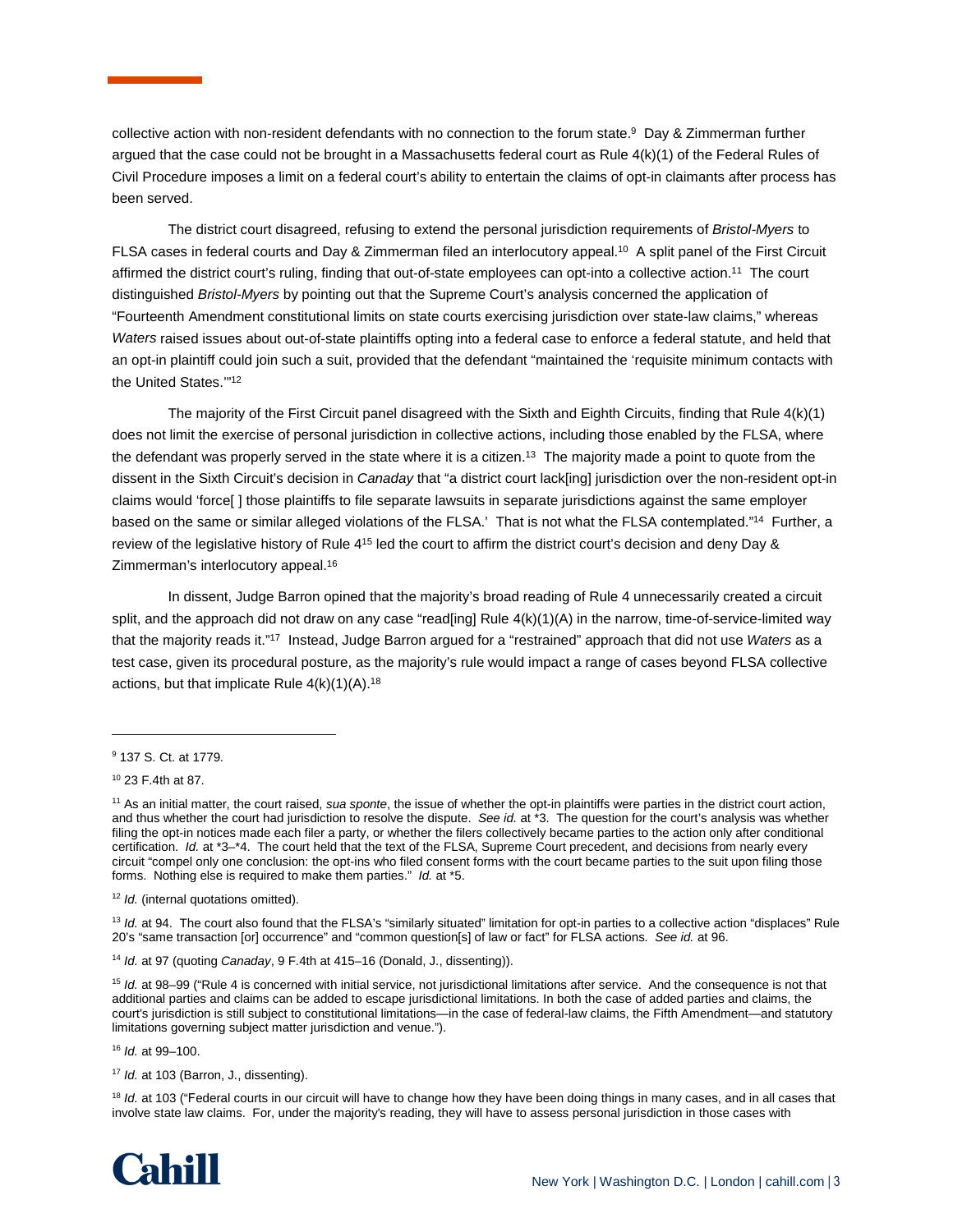collective action with non-resident defendants with no connection to the forum state.[9] Day & Zimmerman further argued that the case could not be brought in a Massachusetts federal court as Rule 4(k)(1) of the Federal Rules of Civil Procedure imposes a limit on a federal court's ability to entertain the claims of opt-in claimants after process has been served.

The district court disagreed, refusing to extend the personal jurisdiction requirements of *Bristol-Myers* to FLSA cases in federal courts and Day & Zimmerman filed an interlocutory appeal.[10] A split panel of the First Circuit affirmed the district court's ruling, finding that out-of-state employees can opt-into a collective action.[11] The court distinguished *Bristol-Myers* by pointing out that the Supreme Court's analysis concerned the application of "Fourteenth Amendment constitutional limits on state courts exercising jurisdiction over state-law claims," whereas *Waters* raised issues about out-of-state plaintiffs opting into a federal case to enforce a federal statute, and held that an opt-in plaintiff could join such a suit, provided that the defendant "maintained the 'requisite minimum contacts with the United States.'"[12]

The majority of the First Circuit panel disagreed with the Sixth and Eighth Circuits, finding that Rule 4(k)(1) does not limit the exercise of personal jurisdiction in collective actions, including those enabled by the FLSA, where the defendant was properly served in the state where it is a citizen.[13] The majority made a point to quote from the dissent in the Sixth Circuit's decision in *Canaday* that "a district court lack[ing] jurisdiction over the non-resident opt-in claims would 'force[ ] those plaintiffs to file separate lawsuits in separate jurisdictions against the same employer based on the same or similar alleged violations of the FLSA.' That is not what the FLSA contemplated."[14] Further, a review of the legislative history of Rule 4[15] led the court to affirm the district court's decision and deny Day & Zimmerman's interlocutory appeal.[16]

In dissent, Judge Barron opined that the majority's broad reading of Rule 4 unnecessarily created a circuit split, and the approach did not draw on any case "read[ing] Rule 4(k)(1)(A) in the narrow, time-of-service-limited way that the majority reads it."[17] Instead, Judge Barron argued for a "restrained" approach that did not use *Waters* as a test case, given its procedural posture, as the majority's rule would impact a range of cases beyond FLSA collective actions, but that implicate Rule 4(k)(1)(A).[18]

---

[9] 137 S. Ct. at 1779.

[10] 23 F.4th at 87.

[11] As an initial matter, the court raised, *sua sponte*, the issue of whether the opt-in plaintiffs were parties in the district court action, and thus whether the court had jurisdiction to resolve the dispute. *See id.* at *3. The question for the court's analysis was whether filing the opt-in notices made each filer a party, or whether the filers collectively became parties to the action only after conditional certification. *Id.* at *3–*4. The court held that the text of the FLSA, Supreme Court precedent, and decisions from nearly every circuit "compel only one conclusion: the opt-ins who filed consent forms with the court became parties to the suit upon filing those forms. Nothing else is required to make them parties." *Id.* at *5.

[12] *Id.* (internal quotations omitted).

[13] *Id.* at 94. The court also found that the FLSA's "similarly situated" limitation for opt-in parties to a collective action "displaces" Rule 20's "same transaction [or] occurrence" and "common question[s] of law or fact" for FLSA actions. *See id.* at 96.

[14] *Id.* at 97 (quoting *Canaday*, 9 F.4th at 415–16 (Donald, J., dissenting)).

[15] *Id.* at 98–99 ("Rule 4 is concerned with initial service, not jurisdictional limitations after service. And the consequence is not that additional parties and claims can be added to escape jurisdictional limitations. In both the case of added parties and claims, the court's jurisdiction is still subject to constitutional limitations—in the case of federal-law claims, the Fifth Amendment—and statutory limitations governing subject matter jurisdiction and venue.").

[16] *Id.* at 99–100.

[17] *Id.* at 103 (Barron, J., dissenting).

[18] *Id.* at 103 ("Federal courts in our circuit will have to change how they have been doing things in many cases, and in all cases that involve state law claims. For, under the majority's reading, they will have to assess personal jurisdiction in those cases with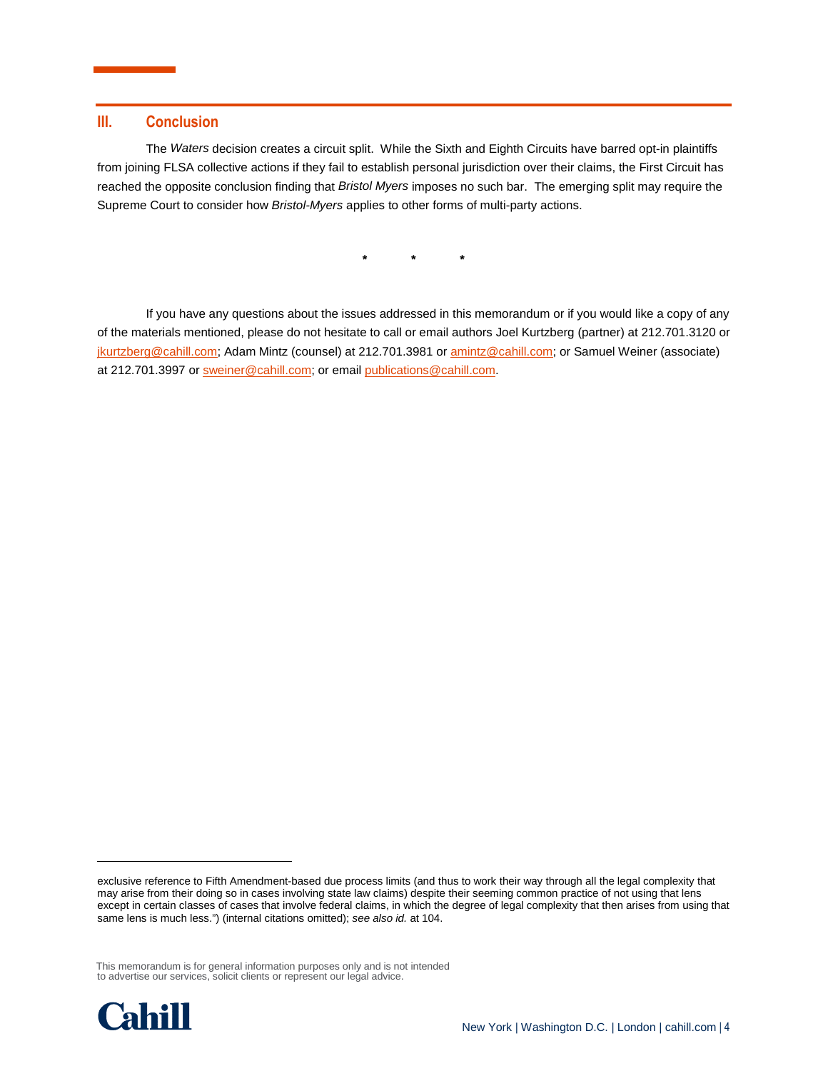## III. Conclusion

The *Waters* decision creates a circuit split. While the Sixth and Eighth Circuits have barred opt-in plaintiffs from joining FLSA collective actions if they fail to establish personal jurisdiction over their claims, the First Circuit has reached the opposite conclusion finding that *Bristol Myers* imposes no such bar. The emerging split may require the Supreme Court to consider how *Bristol-Myers* applies to other forms of multi-party actions.

\* \* \*

If you have any questions about the issues addressed in this memorandum or if you would like a copy of any of the materials mentioned, please do not hesitate to call or email authors Joel Kurtzberg (partner) at 212.701.3120 or jkurtzberg@cahill.com; Adam Mintz (counsel) at 212.701.3981 or amintz@cahill.com; or Samuel Weiner (associate) at 212.701.3997 or sweiner@cahill.com; or email publications@cahill.com.

---

exclusive reference to Fifth Amendment-based due process limits (and thus to work their way through all the legal complexity that may arise from their doing so in cases involving state law claims) despite their seeming common practice of not using that lens except in certain classes of cases that involve federal claims, in which the degree of legal complexity that then arises from using that same lens is much less.") (internal citations omitted); *see also id.* at 104.

This memorandum is for general information purposes only and is not intended to advertise our services, solicit clients or represent our legal advice.